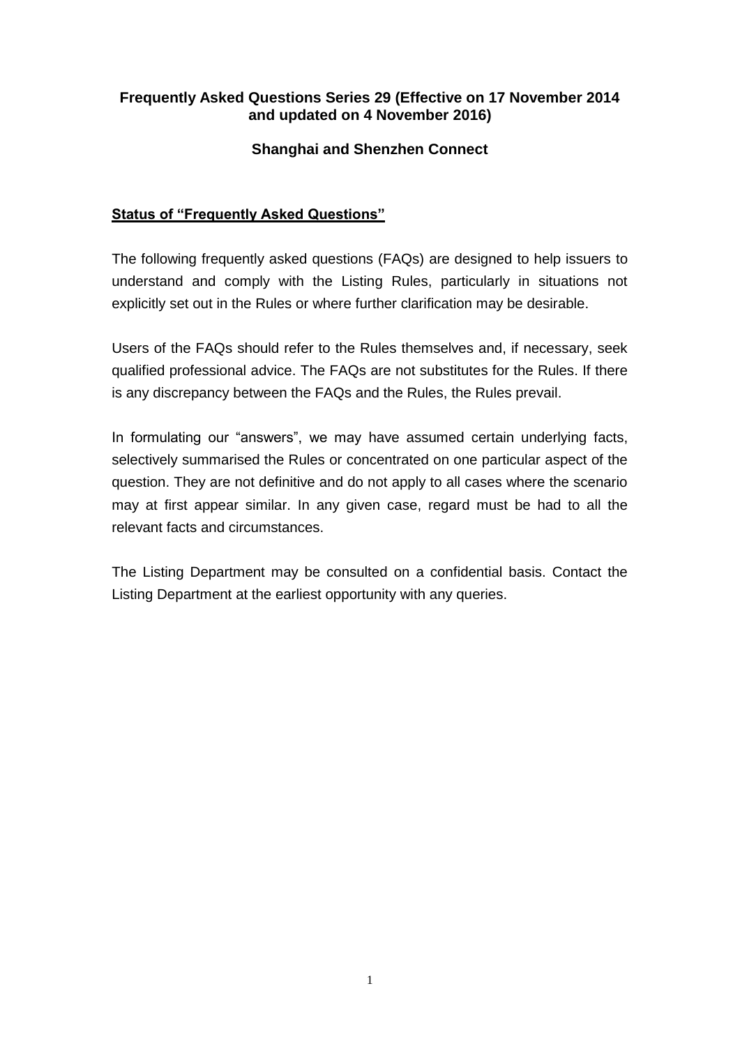# Frequently Asked Questions Series 29 (Effective on 17 November 2014 and updated on 4 November 2016)

## Shanghai and Shenzhen Connect

### Status of "Frequently Asked Questions"

The following frequently asked questions (FAQs) are designed to help issuers to understand and comply with the Listing Rules, particularly in situations not explicitly set out in the Rules or where further clarification may be desirable.

Users of the FAQs should refer to the Rules themselves and, if necessary, seek qualified professional advice. The FAQs are not substitutes for the Rules. If there is any discrepancy between the FAQs and the Rules, the Rules prevail.

In formulating our "answers", we may have assumed certain underlying facts, selectively summarised the Rules or concentrated on one particular aspect of the question. They are not definitive and do not apply to all cases where the scenario may at first appear similar. In any given case, regard must be had to all the relevant facts and circumstances.

The Listing Department may be consulted on a confidential basis. Contact the Listing Department at the earliest opportunity with any queries.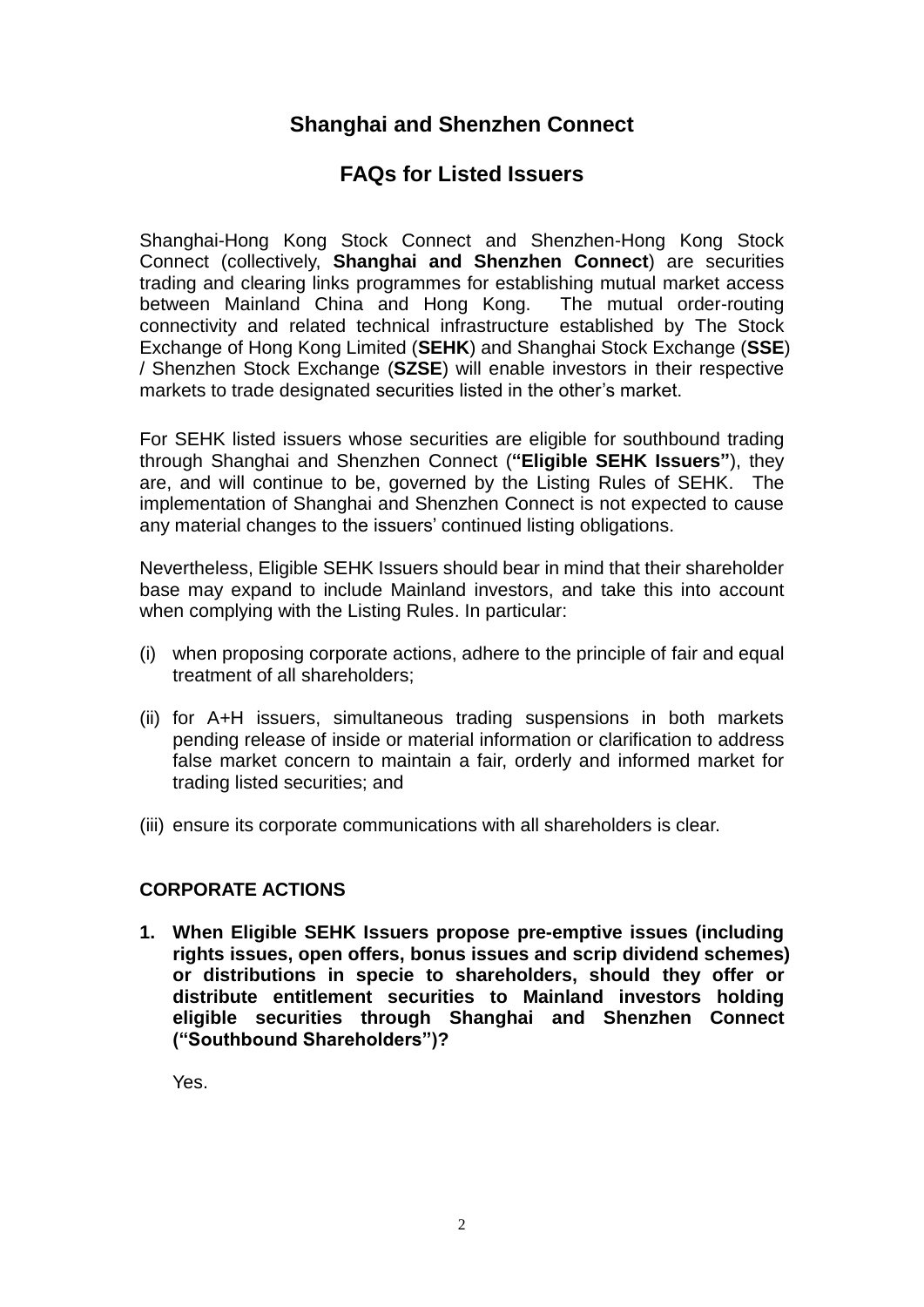# Shanghai and Shenzhen Connect

## FAQs for Listed Issuers

Shanghai-Hong Kong Stock Connect and Shenzhen-Hong Kong Stock Connect (collectively, **Shanghai and Shenzhen Connect**) are securities trading and clearing links programmes for establishing mutual market access between Mainland China and Hong Kong. The mutual order-routing connectivity and related technical infrastructure established by The Stock Exchange of Hong Kong Limited (**SEHK**) and Shanghai Stock Exchange (**SSE**) / Shenzhen Stock Exchange (**SZSE**) will enable investors in their respective markets to trade designated securities listed in the other's market.

For SEHK listed issuers whose securities are eligible for southbound trading through Shanghai and Shenzhen Connect (**"Eligible SEHK Issuers"**), they are, and will continue to be, governed by the Listing Rules of SEHK. The implementation of Shanghai and Shenzhen Connect is not expected to cause any material changes to the issuers' continued listing obligations.

Nevertheless, Eligible SEHK Issuers should bear in mind that their shareholder base may expand to include Mainland investors, and take this into account when complying with the Listing Rules. In particular:

(i) when proposing corporate actions, adhere to the principle of fair and equal treatment of all shareholders;

(ii) for A+H issuers, simultaneous trading suspensions in both markets pending release of inside or material information or clarification to address false market concern to maintain a fair, orderly and informed market for trading listed securities; and

(iii) ensure its corporate communications with all shareholders is clear.

### CORPORATE ACTIONS

**1. When Eligible SEHK Issuers propose pre-emptive issues (including rights issues, open offers, bonus issues and scrip dividend schemes) or distributions in specie to shareholders, should they offer or distribute entitlement securities to Mainland investors holding eligible securities through Shanghai and Shenzhen Connect ("Southbound Shareholders")?**

Yes.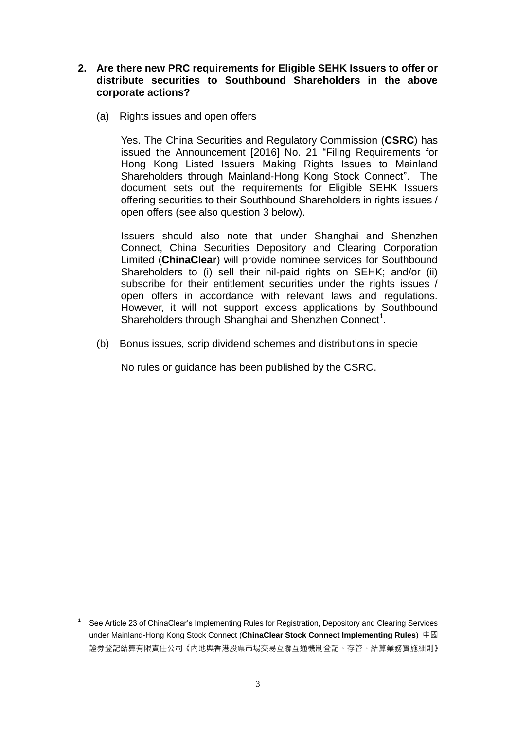**2. Are there new PRC requirements for Eligible SEHK Issuers to offer or distribute securities to Southbound Shareholders in the above corporate actions?**

(a) Rights issues and open offers

Yes. The China Securities and Regulatory Commission (**CSRC**) has issued the Announcement [2016] No. 21 "Filing Requirements for Hong Kong Listed Issuers Making Rights Issues to Mainland Shareholders through Mainland-Hong Kong Stock Connect". The document sets out the requirements for Eligible SEHK Issuers offering securities to their Southbound Shareholders in rights issues / open offers (see also question 3 below).

Issuers should also note that under Shanghai and Shenzhen Connect, China Securities Depository and Clearing Corporation Limited (**ChinaClear**) will provide nominee services for Southbound Shareholders to (i) sell their nil-paid rights on SEHK; and/or (ii) subscribe for their entitlement securities under the rights issues / open offers in accordance with relevant laws and regulations. However, it will not support excess applications by Southbound Shareholders through Shanghai and Shenzhen Connect[1].

(b) Bonus issues, scrip dividend schemes and distributions in specie

No rules or guidance has been published by the CSRC.

---

[1] See Article 23 of ChinaClear's Implementing Rules for Registration, Depository and Clearing Services under Mainland-Hong Kong Stock Connect (**ChinaClear Stock Connect Implementing Rules**) 中國證券登記結算有限責任公司《內地與香港股票市場交易互聯互通機制登記、存管、結算業務實施細則》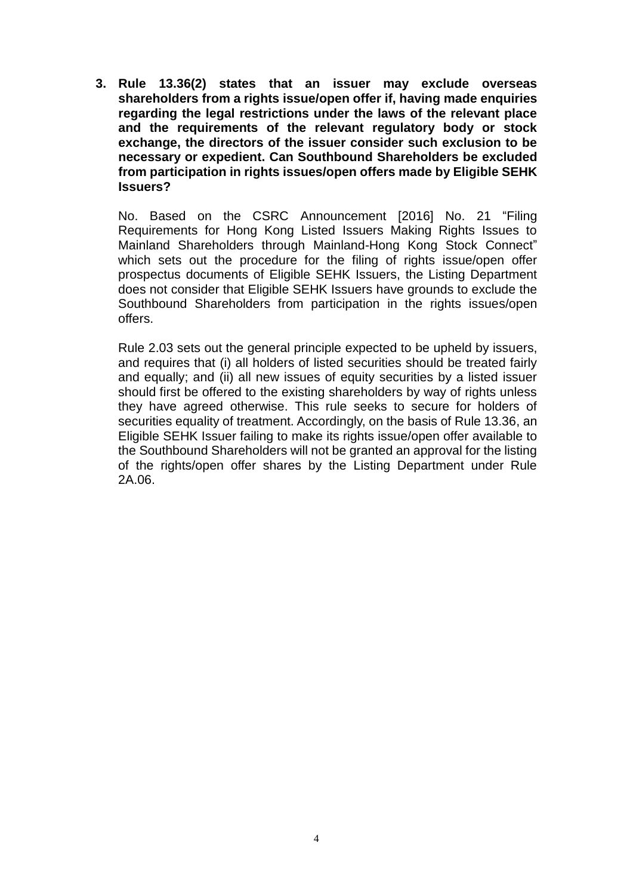3. **Rule 13.36(2) states that an issuer may exclude overseas shareholders from a rights issue/open offer if, having made enquiries regarding the legal restrictions under the laws of the relevant place and the requirements of the relevant regulatory body or stock exchange, the directors of the issuer consider such exclusion to be necessary or expedient. Can Southbound Shareholders be excluded from participation in rights issues/open offers made by Eligible SEHK Issuers?**

   No. Based on the CSRC Announcement [2016] No. 21 "Filing Requirements for Hong Kong Listed Issuers Making Rights Issues to Mainland Shareholders through Mainland-Hong Kong Stock Connect" which sets out the procedure for the filing of rights issue/open offer prospectus documents of Eligible SEHK Issuers, the Listing Department does not consider that Eligible SEHK Issuers have grounds to exclude the Southbound Shareholders from participation in the rights issues/open offers.

   Rule 2.03 sets out the general principle expected to be upheld by issuers, and requires that (i) all holders of listed securities should be treated fairly and equally; and (ii) all new issues of equity securities by a listed issuer should first be offered to the existing shareholders by way of rights unless they have agreed otherwise. This rule seeks to secure for holders of securities equality of treatment. Accordingly, on the basis of Rule 13.36, an Eligible SEHK Issuer failing to make its rights issue/open offer available to the Southbound Shareholders will not be granted an approval for the listing of the rights/open offer shares by the Listing Department under Rule 2A.06.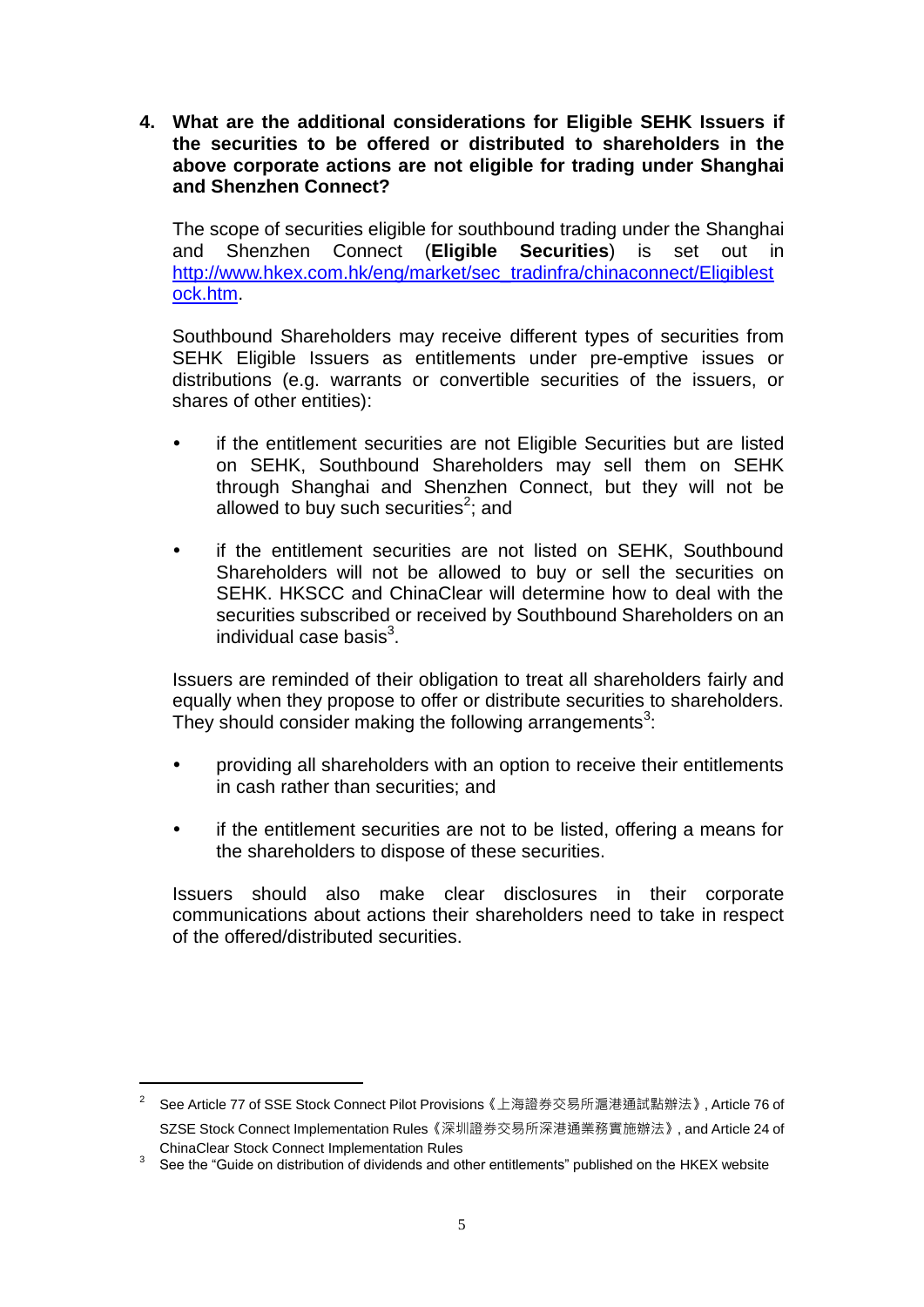**4. What are the additional considerations for Eligible SEHK Issuers if the securities to be offered or distributed to shareholders in the above corporate actions are not eligible for trading under Shanghai and Shenzhen Connect?**

The scope of securities eligible for southbound trading under the Shanghai and Shenzhen Connect (**Eligible Securities**) is set out in http://www.hkex.com.hk/eng/market/sec_tradinfra/chinaconnect/Eligiblestock.htm.

Southbound Shareholders may receive different types of securities from SEHK Eligible Issuers as entitlements under pre-emptive issues or distributions (e.g. warrants or convertible securities of the issuers, or shares of other entities):

- if the entitlement securities are not Eligible Securities but are listed on SEHK, Southbound Shareholders may sell them on SEHK through Shanghai and Shenzhen Connect, but they will not be allowed to buy such securities[2]; and
- if the entitlement securities are not listed on SEHK, Southbound Shareholders will not be allowed to buy or sell the securities on SEHK. HKSCC and ChinaClear will determine how to deal with the securities subscribed or received by Southbound Shareholders on an individual case basis[3].

Issuers are reminded of their obligation to treat all shareholders fairly and equally when they propose to offer or distribute securities to shareholders. They should consider making the following arrangements[3]:

- providing all shareholders with an option to receive their entitlements in cash rather than securities; and
- if the entitlement securities are not to be listed, offering a means for the shareholders to dispose of these securities.

Issuers should also make clear disclosures in their corporate communications about actions their shareholders need to take in respect of the offered/distributed securities.

---

[2] See Article 77 of SSE Stock Connect Pilot Provisions《上海證券交易所滬港通試點辦法》, Article 76 of SZSE Stock Connect Implementation Rules《深圳證券交易所深港通業務實施辦法》, and Article 24 of ChinaClear Stock Connect Implementation Rules

[3] See the "Guide on distribution of dividends and other entitlements" published on the HKEX website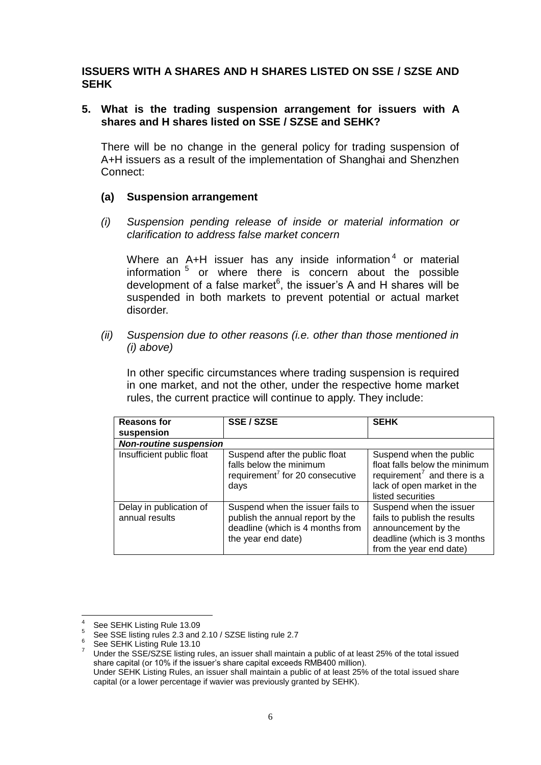**ISSUERS WITH A SHARES AND H SHARES LISTED ON SSE / SZSE AND SEHK**

**5. What is the trading suspension arrangement for issuers with A shares and H shares listed on SSE / SZSE and SEHK?**

There will be no change in the general policy for trading suspension of A+H issuers as a result of the implementation of Shanghai and Shenzhen Connect:

**(a) Suspension arrangement**

*(i) Suspension pending release of inside or material information or clarification to address false market concern*

Where an A+H issuer has any inside information[4] or material information[5] or where there is concern about the possible development of a false market[6], the issuer's A and H shares will be suspended in both markets to prevent potential or actual market disorder.

*(ii) Suspension due to other reasons (i.e. other than those mentioned in (i) above)*

In other specific circumstances where trading suspension is required in one market, and not the other, under the respective home market rules, the current practice will continue to apply. They include:

| Reasons for suspension | SSE / SZSE | SEHK |
|---|---|---|
| ***Non-routine suspension*** | | |
| Insufficient public float | Suspend after the public float falls below the minimum requirement[7] for 20 consecutive days | Suspend when the public float falls below the minimum requirement[7] and there is a lack of open market in the listed securities |
| Delay in publication of annual results | Suspend when the issuer fails to publish the annual report by the deadline (which is 4 months from the year end date) | Suspend when the issuer fails to publish the results announcement by the deadline (which is 3 months from the year end date) |

---

[4] See SEHK Listing Rule 13.09

[5] See SSE listing rules 2.3 and 2.10 / SZSE listing rule 2.7

[6] See SEHK Listing Rule 13.10

[7] Under the SSE/SZSE listing rules, an issuer shall maintain a public of at least 25% of the total issued share capital (or 10% if the issuer's share capital exceeds RMB400 million).
Under SEHK Listing Rules, an issuer shall maintain a public of at least 25% of the total issued share capital (or a lower percentage if wavier was previously granted by SEHK).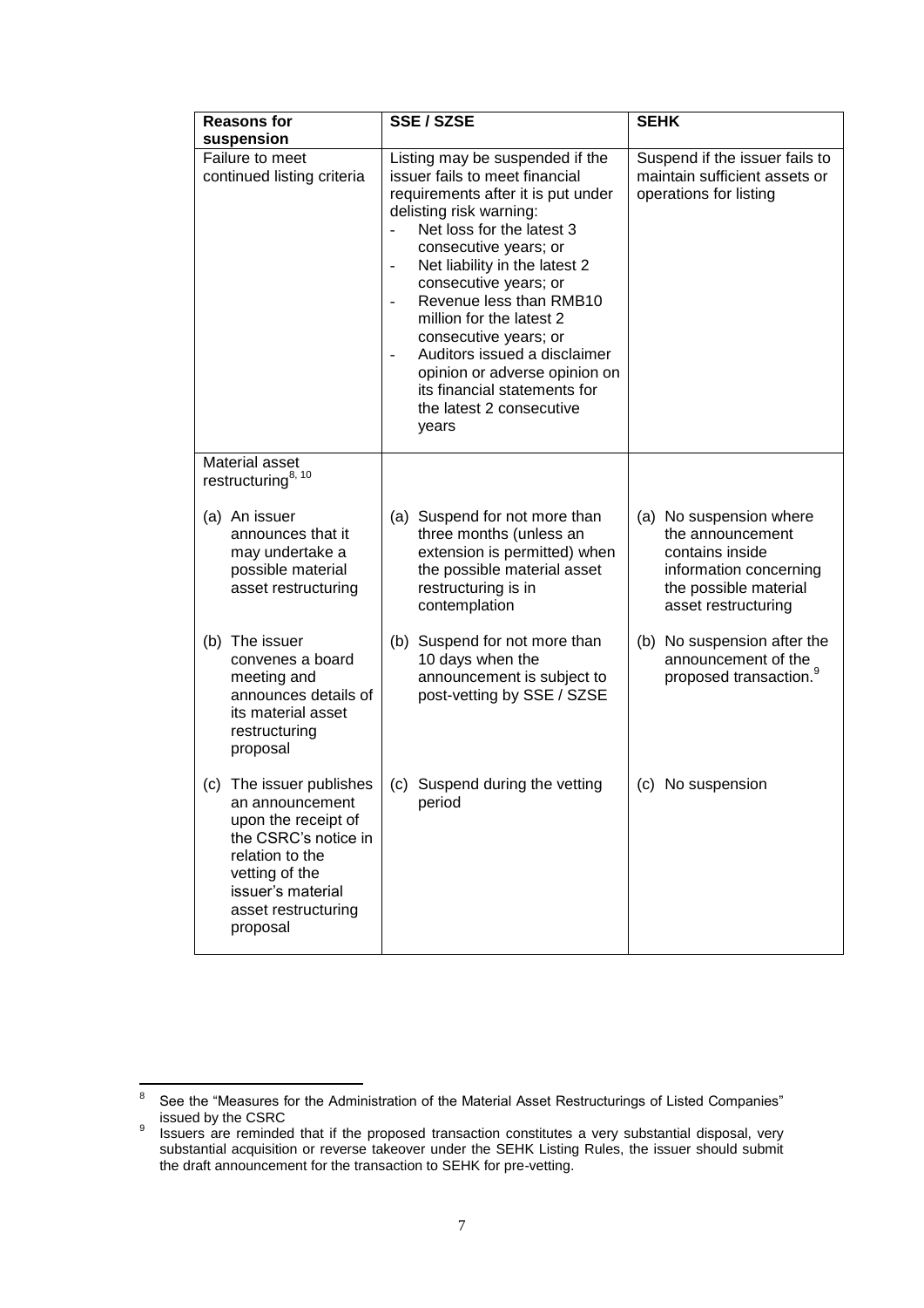| Reasons for suspension | SSE / SZSE | SEHK |
|---|---|---|
| Failure to meet continued listing criteria | Listing may be suspended if the issuer fails to meet financial requirements after it is put under delisting risk warning:<br>- Net loss for the latest 3 consecutive years; or<br>- Net liability in the latest 2 consecutive years; or<br>- Revenue less than RMB10 million for the latest 2 consecutive years; or<br>- Auditors issued a disclaimer opinion or adverse opinion on its financial statements for the latest 2 consecutive years | Suspend if the issuer fails to maintain sufficient assets or operations for listing |
| Material asset restructuring[8, 10] | | |
| (a) An issuer announces that it may undertake a possible material asset restructuring | (a) Suspend for not more than three months (unless an extension is permitted) when the possible material asset restructuring is in contemplation | (a) No suspension where the announcement contains inside information concerning the possible material asset restructuring |
| (b) The issuer convenes a board meeting and announces details of its material asset restructuring proposal | (b) Suspend for not more than 10 days when the announcement is subject to post-vetting by SSE / SZSE | (b) No suspension after the announcement of the proposed transaction.[9] |
| (c) The issuer publishes an announcement upon the receipt of the CSRC's notice in relation to the vetting of the issuer's material asset restructuring proposal | (c) Suspend during the vetting period | (c) No suspension |

[8] See the "Measures for the Administration of the Material Asset Restructurings of Listed Companies" issued by the CSRC

[9] Issuers are reminded that if the proposed transaction constitutes a very substantial disposal, very substantial acquisition or reverse takeover under the SEHK Listing Rules, the issuer should submit the draft announcement for the transaction to SEHK for pre-vetting.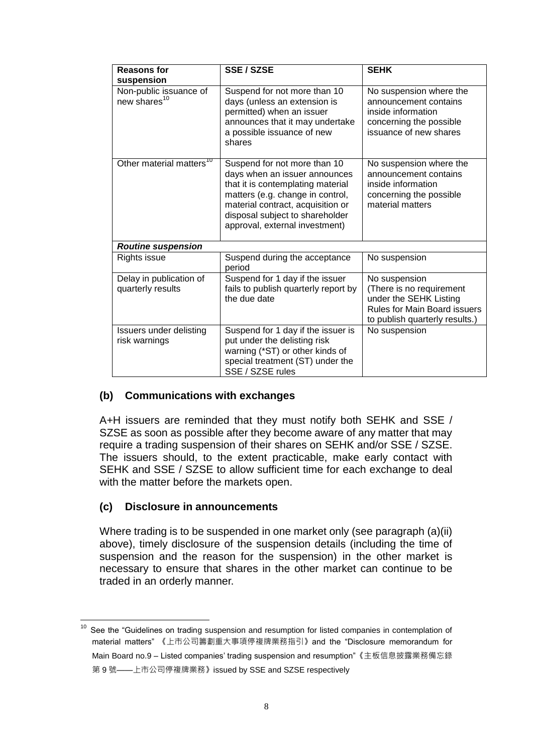| Reasons for suspension | SSE / SZSE | SEHK |
|---|---|---|
| Non-public issuance of new shares[10] | Suspend for not more than 10 days (unless an extension is permitted) when an issuer announces that it may undertake a possible issuance of new shares | No suspension where the announcement contains inside information concerning the possible issuance of new shares |
| Other material matters[10] | Suspend for not more than 10 days when an issuer announces that it is contemplating material matters (e.g. change in control, material contract, acquisition or disposal subject to shareholder approval, external investment) | No suspension where the announcement contains inside information concerning the possible material matters |
| ***Routine suspension*** | | |
| Rights issue | Suspend during the acceptance period | No suspension |
| Delay in publication of quarterly results | Suspend for 1 day if the issuer fails to publish quarterly report by the due date | No suspension (There is no requirement under the SEHK Listing Rules for Main Board issuers to publish quarterly results.) |
| Issuers under delisting risk warnings | Suspend for 1 day if the issuer is put under the delisting risk warning (*ST) or other kinds of special treatment (ST) under the SSE / SZSE rules | No suspension |

### (b) Communications with exchanges

A+H issuers are reminded that they must notify both SEHK and SSE / SZSE as soon as possible after they become aware of any matter that may require a trading suspension of their shares on SEHK and/or SSE / SZSE. The issuers should, to the extent practicable, make early contact with SEHK and SSE / SZSE to allow sufficient time for each exchange to deal with the matter before the markets open.

### (c) Disclosure in announcements

Where trading is to be suspended in one market only (see paragraph (a)(ii) above), timely disclosure of the suspension details (including the time of suspension and the reason for the suspension) in the other market is necessary to ensure that shares in the other market can continue to be traded in an orderly manner.

---

[10] See the "Guidelines on trading suspension and resumption for listed companies in contemplation of material matters" 《上市公司籌劃重大事項停複牌業務指引》 and the "Disclosure memorandum for Main Board no.9 – Listed companies' trading suspension and resumption"《主板信息披露業務備忘錄第 9 號——上市公司停複牌業務》 issued by SSE and SZSE respectively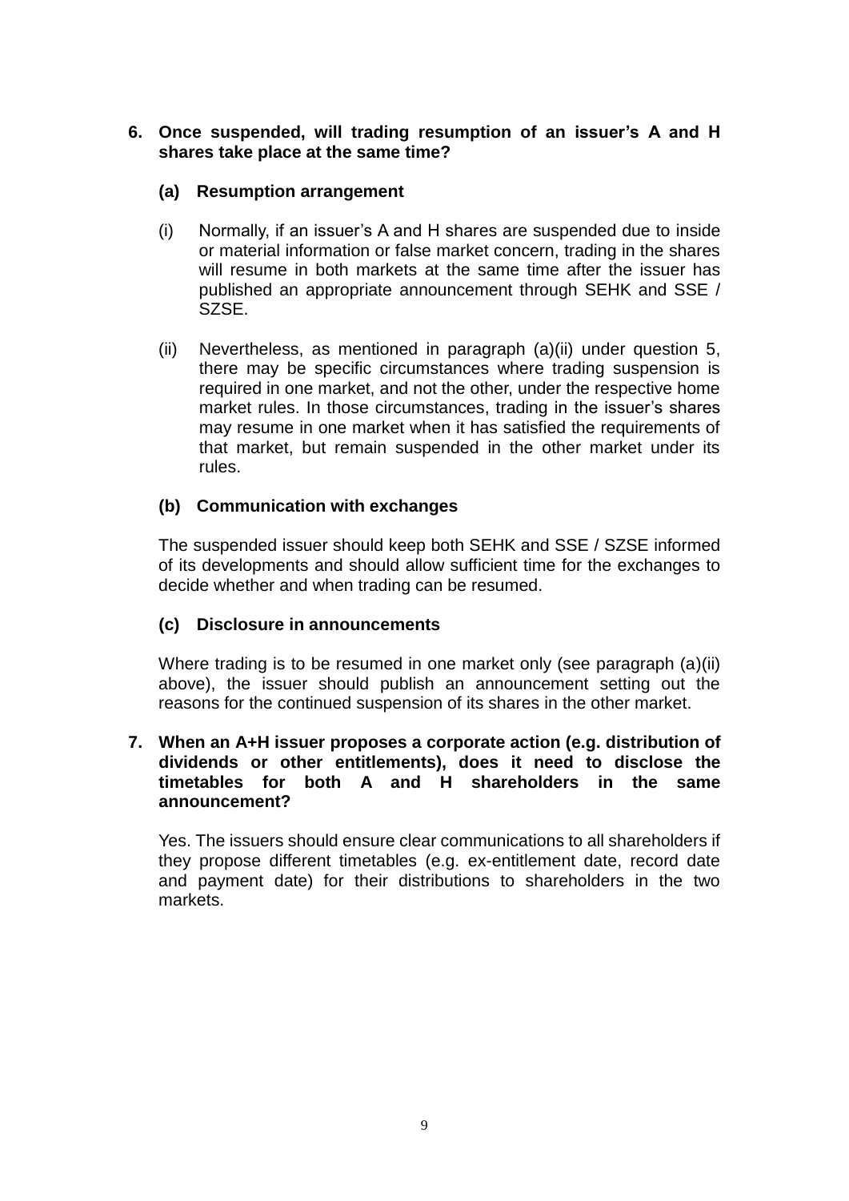**6. Once suspended, will trading resumption of an issuer's A and H shares take place at the same time?**

**(a) Resumption arrangement**

(i) Normally, if an issuer's A and H shares are suspended due to inside or material information or false market concern, trading in the shares will resume in both markets at the same time after the issuer has published an appropriate announcement through SEHK and SSE / SZSE.

(ii) Nevertheless, as mentioned in paragraph (a)(ii) under question 5, there may be specific circumstances where trading suspension is required in one market, and not the other, under the respective home market rules. In those circumstances, trading in the issuer's shares may resume in one market when it has satisfied the requirements of that market, but remain suspended in the other market under its rules.

**(b) Communication with exchanges**

The suspended issuer should keep both SEHK and SSE / SZSE informed of its developments and should allow sufficient time for the exchanges to decide whether and when trading can be resumed.

**(c) Disclosure in announcements**

Where trading is to be resumed in one market only (see paragraph (a)(ii) above), the issuer should publish an announcement setting out the reasons for the continued suspension of its shares in the other market.

**7. When an A+H issuer proposes a corporate action (e.g. distribution of dividends or other entitlements), does it need to disclose the timetables for both A and H shareholders in the same announcement?**

Yes. The issuers should ensure clear communications to all shareholders if they propose different timetables (e.g. ex-entitlement date, record date and payment date) for their distributions to shareholders in the two markets.